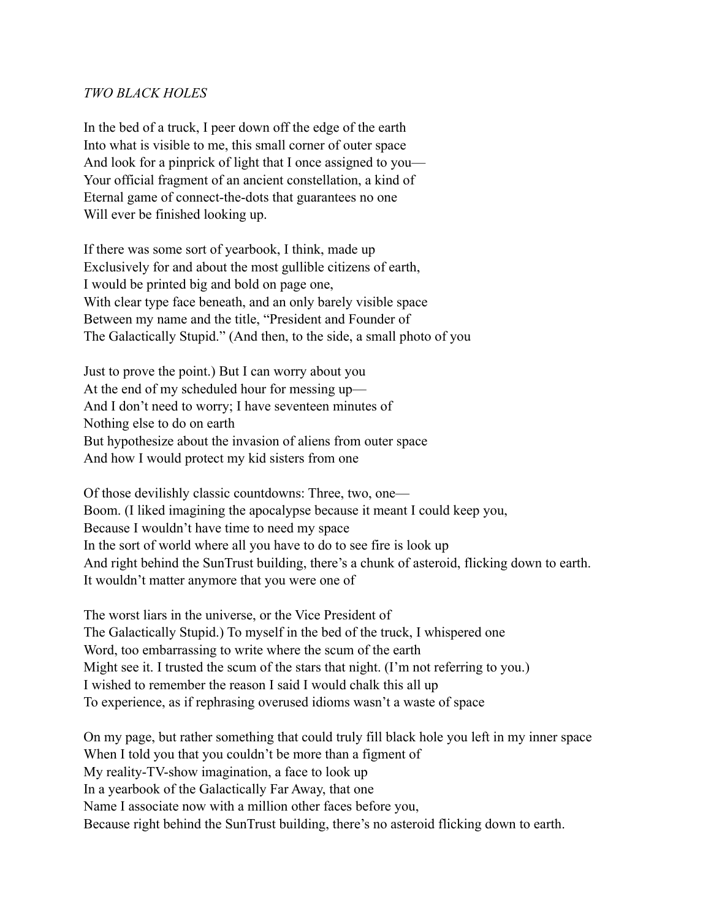*TWO BLACK HOLES*

In the bed of a truck, I peer down off the edge of the earth
Into what is visible to me, this small corner of outer space
And look for a pinprick of light that I once assigned to you—
Your official fragment of an ancient constellation, a kind of
Eternal game of connect-the-dots that guarantees no one
Will ever be finished looking up.

If there was some sort of yearbook, I think, made up
Exclusively for and about the most gullible citizens of earth,
I would be printed big and bold on page one,
With clear type face beneath, and an only barely visible space
Between my name and the title, "President and Founder of
The Galactically Stupid." (And then, to the side, a small photo of you

Just to prove the point.) But I can worry about you
At the end of my scheduled hour for messing up—
And I don't need to worry; I have seventeen minutes of
Nothing else to do on earth
But hypothesize about the invasion of aliens from outer space
And how I would protect my kid sisters from one

Of those devilishly classic countdowns: Three, two, one—
Boom. (I liked imagining the apocalypse because it meant I could keep you,
Because I wouldn't have time to need my space
In the sort of world where all you have to do to see fire is look up
And right behind the SunTrust building, there's a chunk of asteroid, flicking down to earth.
It wouldn't matter anymore that you were one of

The worst liars in the universe, or the Vice President of
The Galactically Stupid.) To myself in the bed of the truck, I whispered one
Word, too embarrassing to write where the scum of the earth
Might see it. I trusted the scum of the stars that night. (I'm not referring to you.)
I wished to remember the reason I said I would chalk this all up
To experience, as if rephrasing overused idioms wasn't a waste of space

On my page, but rather something that could truly fill black hole you left in my inner space
When I told you that you couldn't be more than a figment of
My reality-TV-show imagination, a face to look up
In a yearbook of the Galactically Far Away, that one
Name I associate now with a million other faces before you,
Because right behind the SunTrust building, there's no asteroid flicking down to earth.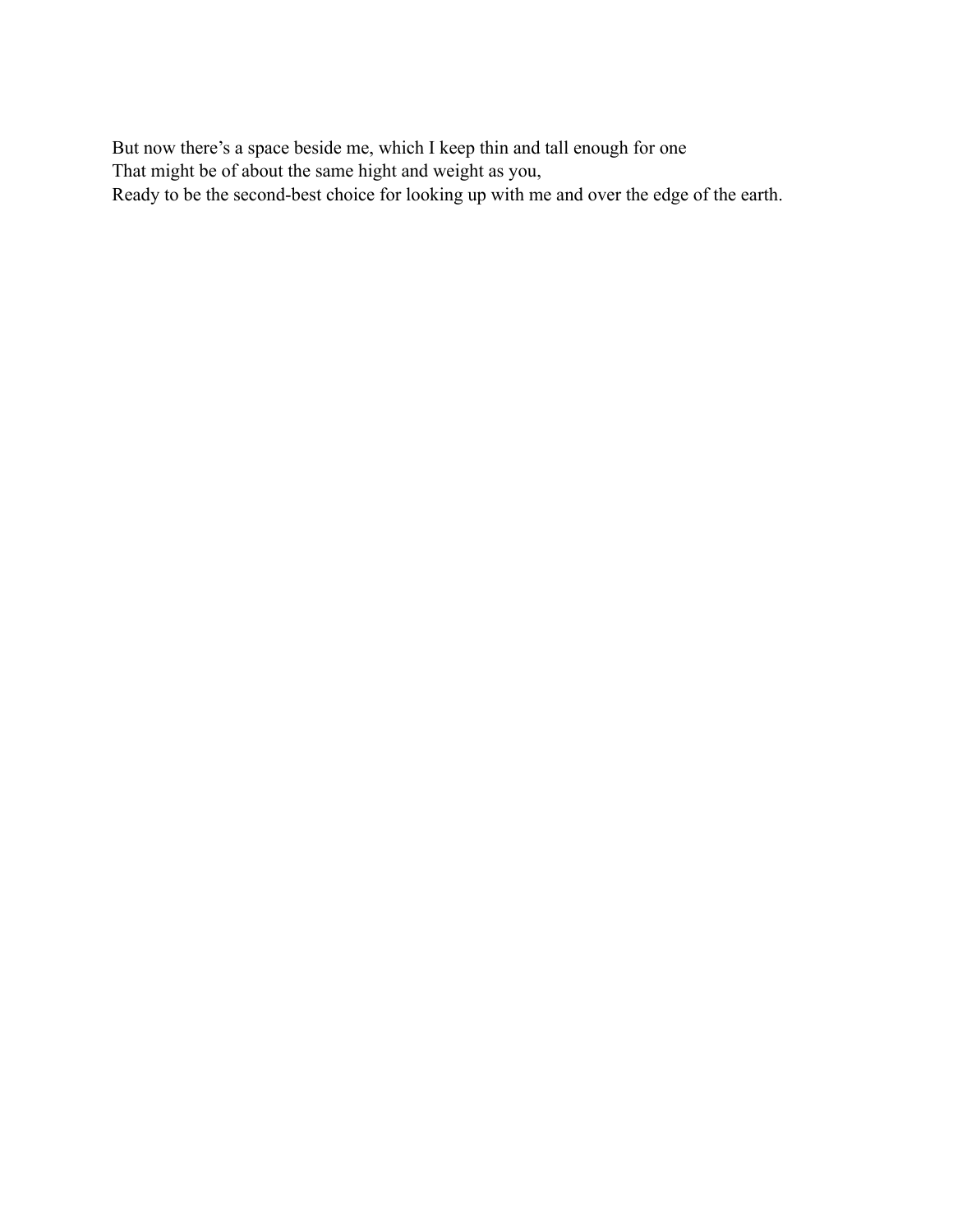But now there’s a space beside me, which I keep thin and tall enough for one
That might be of about the same hight and weight as you,
Ready to be the second-best choice for looking up with me and over the edge of the earth.